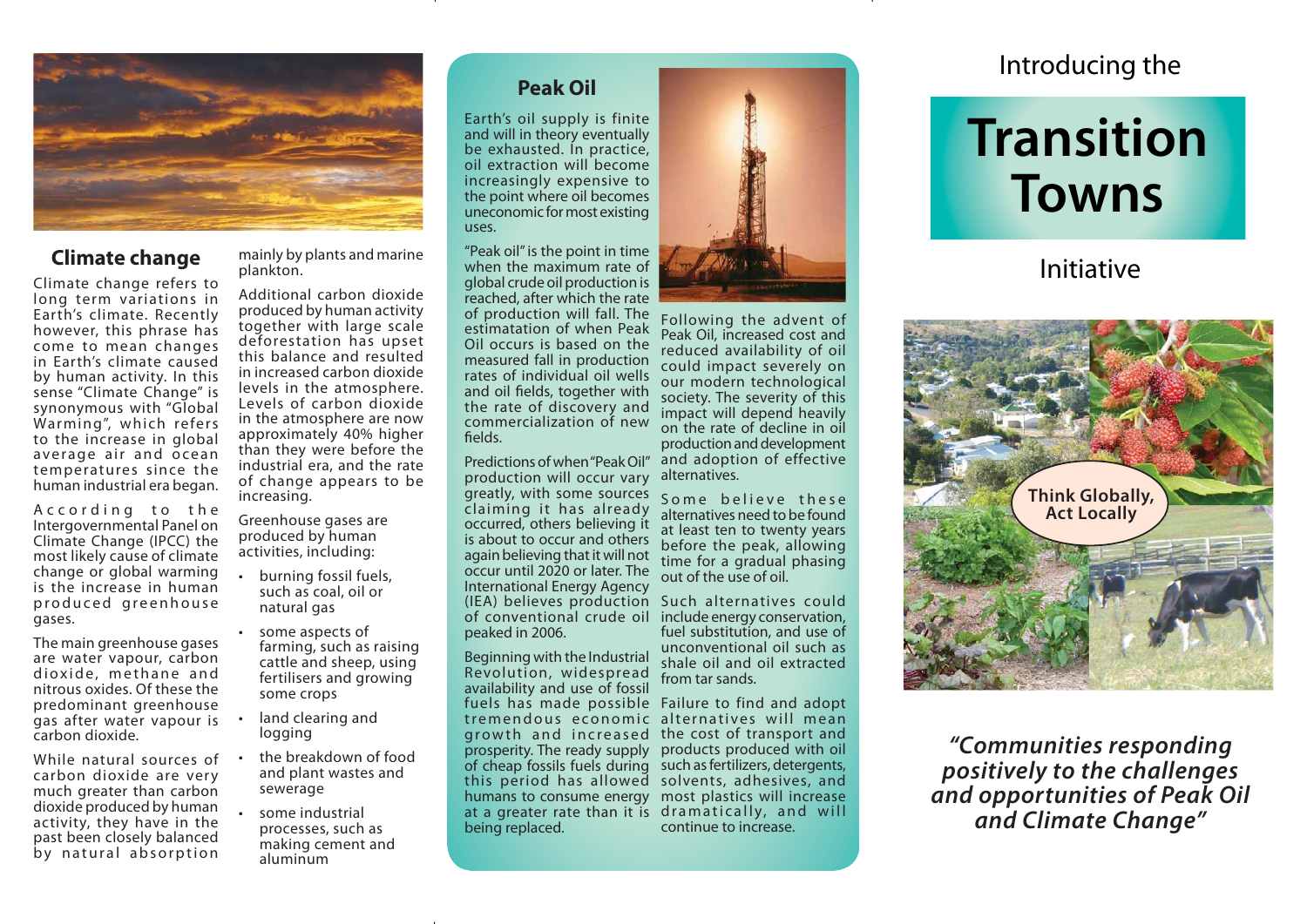## Climate change

Climate change refers to long term variations in Earth's climate. Recently however, this phrase has come to mean changes in Earth's climate caused by human activity. In this sense "Climate Change" is synonymous with "Global Warming", which refers to the increase in global average air and ocean temperatures since the human industrial era began.

According to the Intergovernmental Panel on Climate Change (IPCC) the most likely cause of climate change or global warming is the increase in human produced greenhouse gases.

The main greenhouse gases are water vapour, carbon dioxide, methane and nitrous oxides. Of these the predominant greenhouse gas after water vapour is carbon dioxide.

While natural sources of carbon dioxide are very much greater than carbon dioxide produced by human activity, they have in the past been closely balanced by natural absorption mainly by plants and marine plankton.

Additional carbon dioxide produced by human activity together with large scale deforestation has upset this balance and resulted in increased carbon dioxide levels in the atmosphere. Levels of carbon dioxide in the atmosphere are now approximately 40% higher than they were before the industrial era, and the rate of change appears to be increasing.

Greenhouse gases are produced by human activities, including:

- burning fossil fuels, such as coal, oil or natural gas
- some aspects of farming, such as raising cattle and sheep, using fertilisers and growing some crops
- land clearing and logging
- the breakdown of food and plant wastes and sewerage
- some industrial processes, such as making cement and aluminum

## Peak Oil

Earth's oil supply is finite and will in theory eventually be exhausted. In practice, oil extraction will become increasingly expensive to the point where oil becomes uneconomic for most existing uses.

"Peak oil" is the point in time when the maximum rate of global crude oil production is reached, after which the rate of production will fall. The estimatation of when Peak Oil occurs is based on the measured fall in production rates of individual oil wells and oil fields, together with the rate of discovery and commercialization of new fields.

Predictions of when "Peak Oil" production will occur vary greatly, with some sources claiming it has already occurred, others believing it is about to occur and others again believing that it will not occur until 2020 or later. The International Energy Agency (IEA) believes production of conventional crude oil peaked in 2006.

Beginning with the Industrial Revolution, widespread availability and use of fossil fuels has made possible tremendous economic growth and increased prosperity. The ready supply of cheap fossils fuels during this period has allowed humans to consume energy at a greater rate than it is being replaced.

Following the advent of Peak Oil, increased cost and reduced availability of oil could impact severely on our modern technological society. The severity of this impact will depend heavily on the rate of decline in oil production and development and adoption of effective alternatives.

Some believe these alternatives need to be found at least ten to twenty years before the peak, allowing time for a gradual phasing out of the use of oil.

Such alternatives could include energy conservation, fuel substitution, and use of unconventional oil such as shale oil and oil extracted from tar sands.

Failure to find and adopt alternatives will mean the cost of transport and products produced with oil such as fertilizers, detergents, solvents, adhesives, and most plastics will increase dramatically, and will continue to increase.

Introducing the

# Transition Towns

Initiative

**Think Globally, Act Locally**

***"Communities responding positively to the challenges and opportunities of Peak Oil and Climate Change"***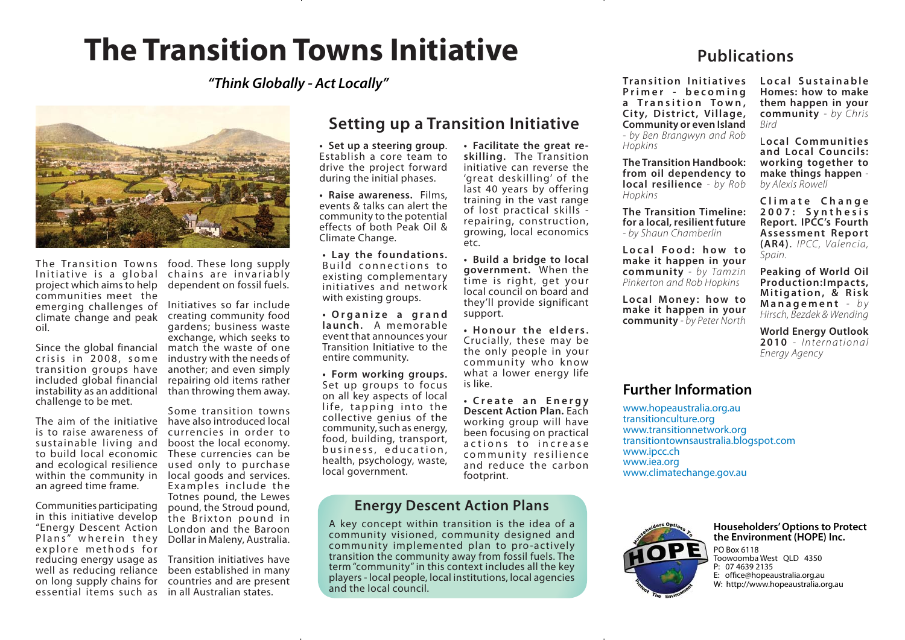# The Transition Towns Initiative

***"Think Globally - Act Locally"***

The Transition Towns Initiative is a global project which aims to help communities meet the emerging challenges of climate change and peak oil.

Since the global financial crisis in 2008, some transition groups have included global financial instability as an additional challenge to be met.

The aim of the initiative is to raise awareness of sustainable living and to build local economic and ecological resilience within the community in an agreed time frame.

Communities participating in this initiative develop "Energy Descent Action Plans" wherein they explore methods for reducing energy usage as well as reducing reliance on long supply chains for essential items such as food. These long supply chains are invariably dependent on fossil fuels.

Initiatives so far include creating community food gardens; business waste exchange, which seeks to match the waste of one industry with the needs of another; and even simply repairing old items rather than throwing them away.

Some transition towns have also introduced local currencies in order to boost the local economy. These currencies can be used only to purchase local goods and services. Examples include the Totnes pound, the Lewes pound, the Stroud pound, the Brixton pound in London and the Baroon Dollar in Maleny, Australia.

Transition initiatives have been established in many countries and are present in all Australian states.

## Setting up a Transition Initiative

- **Set up a steering group**. Establish a core team to drive the project forward during the initial phases.
- **Raise awareness.** Films, events & talks can alert the community to the potential effects of both Peak Oil & Climate Change.
- **Lay the foundations.** Build connections to existing complementary initiatives and network with existing groups.
- **Organize a grand launch.** A memorable event that announces your Transition Initiative to the entire community.
- **Form working groups.** Set up groups to focus on all key aspects of local life, tapping into the collective genius of the community, such as energy, food, building, transport, business, education, health, psychology, waste, local government.
- **Facilitate the great re-skilling.** The Transition initiative can reverse the 'great deskilling' of the last 40 years by offering training in the vast range of lost practical skills - repairing, construction, growing, local economics etc.
- **Build a bridge to local government.** When the time is right, get your local council on board and they'll provide significant support.
- **Honour the elders.** Crucially, these may be the only people in your community who know what a lower energy life is like.
- **Create an Energy Descent Action Plan.** Each working group will have been focusing on practical actions to increase community resilience and reduce the carbon footprint.

## Energy Descent Action Plans

A key concept within transition is the idea of a community visioned, community designed and community implemented plan to pro-actively transition the community away from fossil fuels. The term "community" in this context includes all the key players - local people, local institutions, local agencies and the local council.

## Publications

**Transition Initiatives Primer - becoming a Transition Town, City, District, Village, Community or even Island** - *by Ben Brangwyn and Rob Hopkins*

**The Transition Handbook: from oil dependency to local resilience** - *by Rob Hopkins*

**The Transition Timeline: for a local, resilient future** - *by Shaun Chamberlin*

**Local Food: how to make it happen in your community** - *by Tamzin Pinkerton and Rob Hopkins*

**Local Money: how to make it happen in your community** - *by Peter North*

**Local Sustainable Homes: how to make them happen in your community** - *by Chris Bird*

**Local Communities and Local Councils: working together to make things happen** - *by Alexis Rowell*

**Climate Change 2007: Synthesis Report. IPCC's Fourth Assessment Report (AR4).** *IPCC, Valencia, Spain.*

**Peaking of World Oil Production:Impacts, Mitigation, & Risk Management** - *by Hirsch, Bezdek & Wending*

**World Energy Outlook 2010** - *International Energy Agency*

## Further Information

www.hopeaustralia.org.au
transitionculture.org
www.transitionnetwork.org
transitiontownsaustralia.blogspot.com
www.ipcc.ch
www.iea.org
www.climatechange.gov.au

**Householders' Options to Protect the Environment (HOPE) Inc.**

PO Box 6118
Toowoomba West QLD 4350
P: 07 4639 2135
E: office@hopeaustralia.org.au
W: http://www.hopeaustralia.org.au